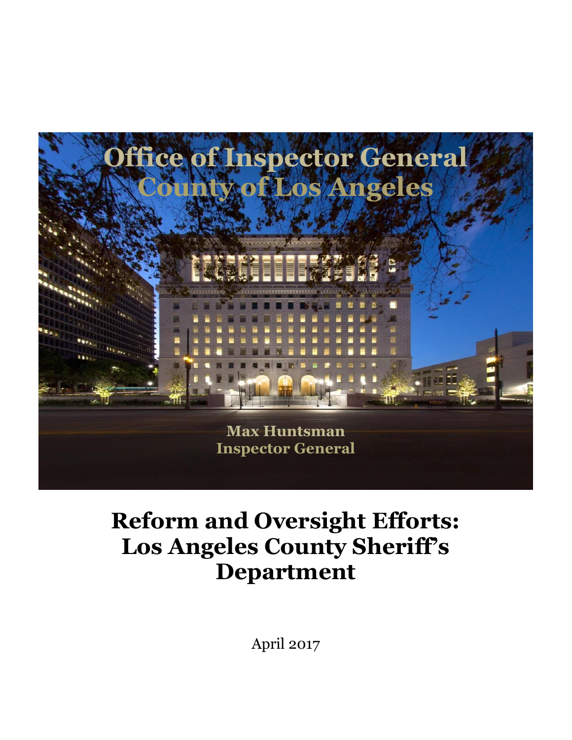# Office of Inspector General
# County of Los Angeles

**Max Huntsman**
**Inspector General**

# Reform and Oversight Efforts: Los Angeles County Sheriff's Department

April 2017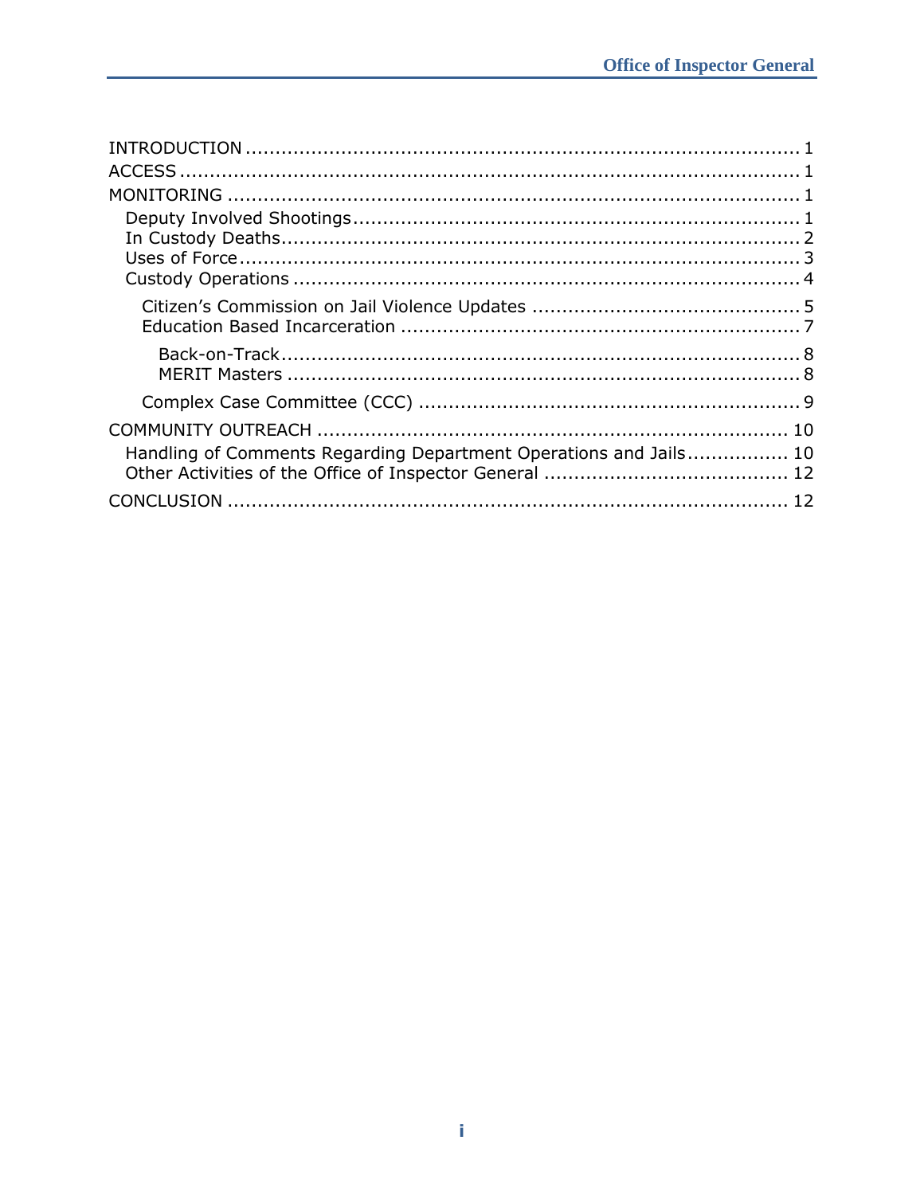INTRODUCTION ............................................................................................ 1
ACCESS ...................................................................................................... 1
MONITORING .............................................................................................. 1
  Deputy Involved Shootings.......................................................................... 1
  In Custody Deaths...................................................................................... 2
  Uses of Force ............................................................................................. 3
  Custody Operations .................................................................................... 4
    Citizen's Commission on Jail Violence Updates ............................................ 5
    Education Based Incarceration .................................................................. 7
      Back-on-Track....................................................................................... 8
      MERIT Masters ..................................................................................... 8
    Complex Case Committee (CCC) ............................................................... 9
COMMUNITY OUTREACH ............................................................................. 10
  Handling of Comments Regarding Department Operations and Jails................. 10
  Other Activities of the Office of Inspector General ........................................ 12
CONCLUSION ............................................................................................ 12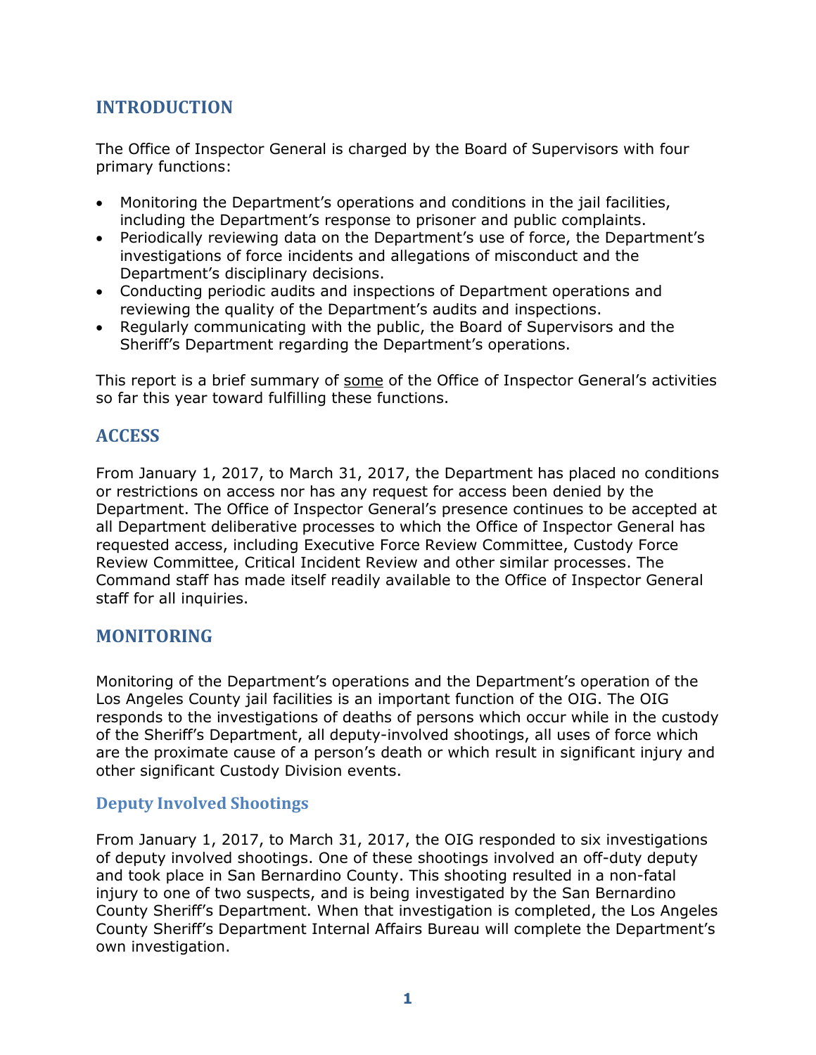## INTRODUCTION

The Office of Inspector General is charged by the Board of Supervisors with four primary functions:

- Monitoring the Department's operations and conditions in the jail facilities, including the Department's response to prisoner and public complaints.
- Periodically reviewing data on the Department's use of force, the Department's investigations of force incidents and allegations of misconduct and the Department's disciplinary decisions.
- Conducting periodic audits and inspections of Department operations and reviewing the quality of the Department's audits and inspections.
- Regularly communicating with the public, the Board of Supervisors and the Sheriff's Department regarding the Department's operations.

This report is a brief summary of some of the Office of Inspector General's activities so far this year toward fulfilling these functions.

## ACCESS

From January 1, 2017, to March 31, 2017, the Department has placed no conditions or restrictions on access nor has any request for access been denied by the Department. The Office of Inspector General's presence continues to be accepted at all Department deliberative processes to which the Office of Inspector General has requested access, including Executive Force Review Committee, Custody Force Review Committee, Critical Incident Review and other similar processes. The Command staff has made itself readily available to the Office of Inspector General staff for all inquiries.

## MONITORING

Monitoring of the Department's operations and the Department's operation of the Los Angeles County jail facilities is an important function of the OIG. The OIG responds to the investigations of deaths of persons which occur while in the custody of the Sheriff's Department, all deputy-involved shootings, all uses of force which are the proximate cause of a person's death or which result in significant injury and other significant Custody Division events.

### Deputy Involved Shootings

From January 1, 2017, to March 31, 2017, the OIG responded to six investigations of deputy involved shootings. One of these shootings involved an off-duty deputy and took place in San Bernardino County. This shooting resulted in a non-fatal injury to one of two suspects, and is being investigated by the San Bernardino County Sheriff's Department. When that investigation is completed, the Los Angeles County Sheriff's Department Internal Affairs Bureau will complete the Department's own investigation.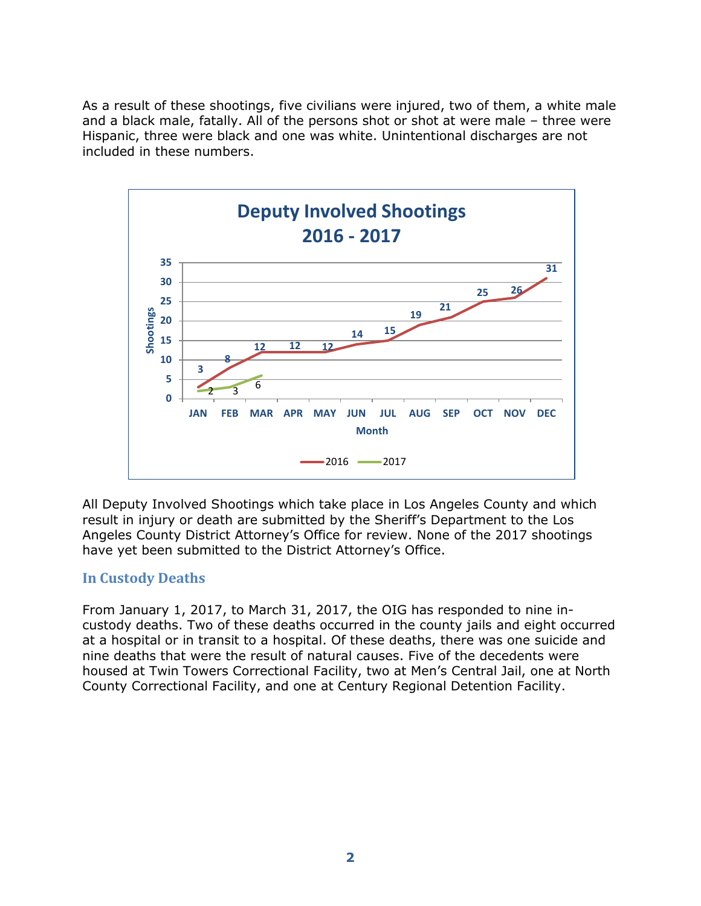As a result of these shootings, five civilians were injured, two of them, a white male and a black male, fatally. All of the persons shot or shot at were male – three were Hispanic, three were black and one was white. Unintentional discharges are not included in these numbers.

**Deputy Involved Shootings 2016 - 2017**

| Month | 2016 | 2017 |
|---|---|---|
| JAN | 3 | 2 |
| FEB | 8 | 3 |
| MAR | 12 | 6 |
| APR | 12 | |
| MAY | 12 | |
| JUN | 14 | |
| JUL | 15 | |
| AUG | 19 | |
| SEP | 21 | |
| OCT | 25 | |
| NOV | 26 | |
| DEC | 31 | |

All Deputy Involved Shootings which take place in Los Angeles County and which result in injury or death are submitted by the Sheriff's Department to the Los Angeles County District Attorney's Office for review. None of the 2017 shootings have yet been submitted to the District Attorney's Office.

## In Custody Deaths

From January 1, 2017, to March 31, 2017, the OIG has responded to nine in-custody deaths. Two of these deaths occurred in the county jails and eight occurred at a hospital or in transit to a hospital. Of these deaths, there was one suicide and nine deaths that were the result of natural causes. Five of the decedents were housed at Twin Towers Correctional Facility, two at Men's Central Jail, one at North County Correctional Facility, and one at Century Regional Detention Facility.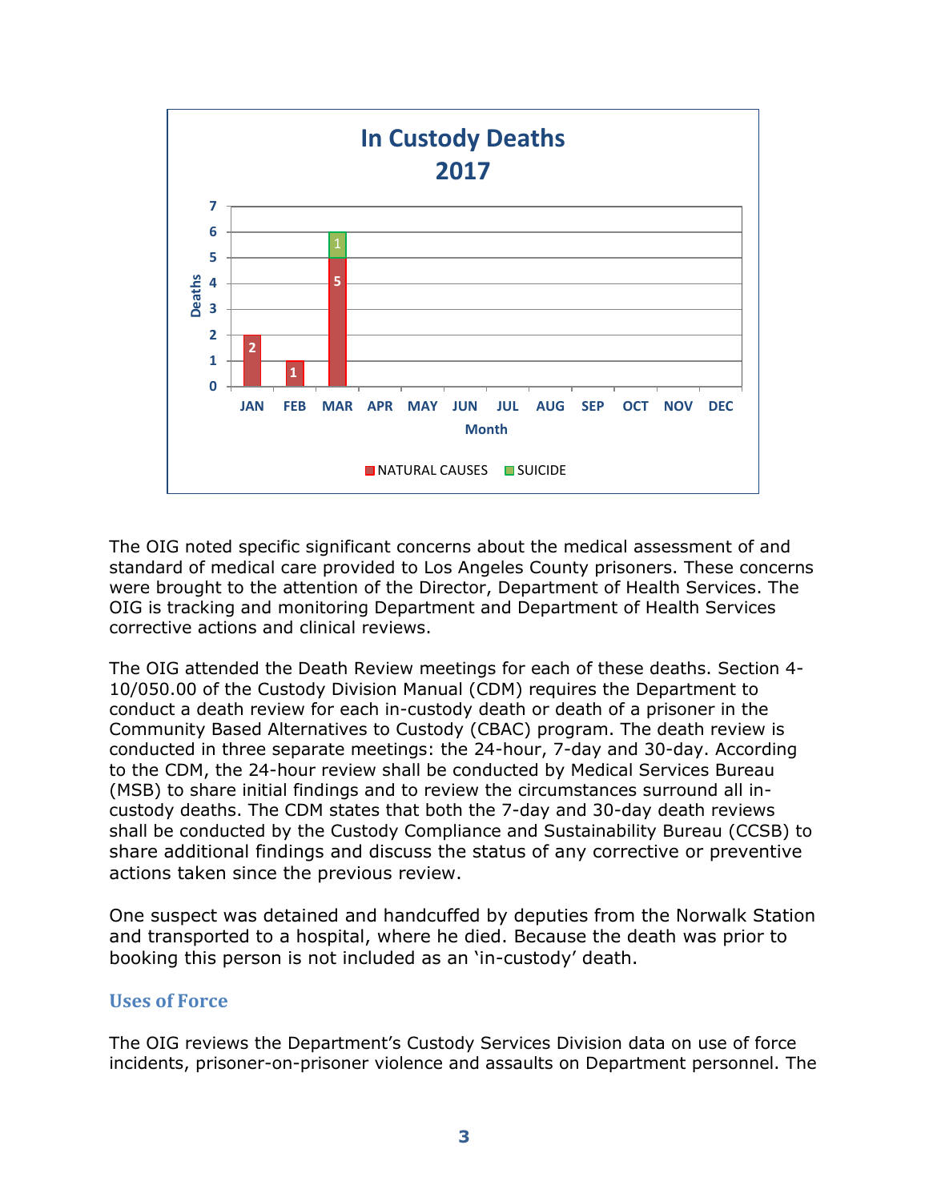**In Custody Deaths 2017**

| Month | NATURAL CAUSES | SUICIDE |
|---|---|---|
| JAN | 2 | |
| FEB | 1 | |
| MAR | 5 | 1 |
| APR | | |
| MAY | | |
| JUN | | |
| JUL | | |
| AUG | | |
| SEP | | |
| OCT | | |
| NOV | | |
| DEC | | |

The OIG noted specific significant concerns about the medical assessment of and standard of medical care provided to Los Angeles County prisoners. These concerns were brought to the attention of the Director, Department of Health Services. The OIG is tracking and monitoring Department and Department of Health Services corrective actions and clinical reviews.

The OIG attended the Death Review meetings for each of these deaths. Section 4-10/050.00 of the Custody Division Manual (CDM) requires the Department to conduct a death review for each in-custody death or death of a prisoner in the Community Based Alternatives to Custody (CBAC) program. The death review is conducted in three separate meetings: the 24-hour, 7-day and 30-day. According to the CDM, the 24-hour review shall be conducted by Medical Services Bureau (MSB) to share initial findings and to review the circumstances surround all in-custody deaths. The CDM states that both the 7-day and 30-day death reviews shall be conducted by the Custody Compliance and Sustainability Bureau (CCSB) to share additional findings and discuss the status of any corrective or preventive actions taken since the previous review.

One suspect was detained and handcuffed by deputies from the Norwalk Station and transported to a hospital, where he died. Because the death was prior to booking this person is not included as an 'in-custody' death.

## Uses of Force

The OIG reviews the Department's Custody Services Division data on use of force incidents, prisoner-on-prisoner violence and assaults on Department personnel. The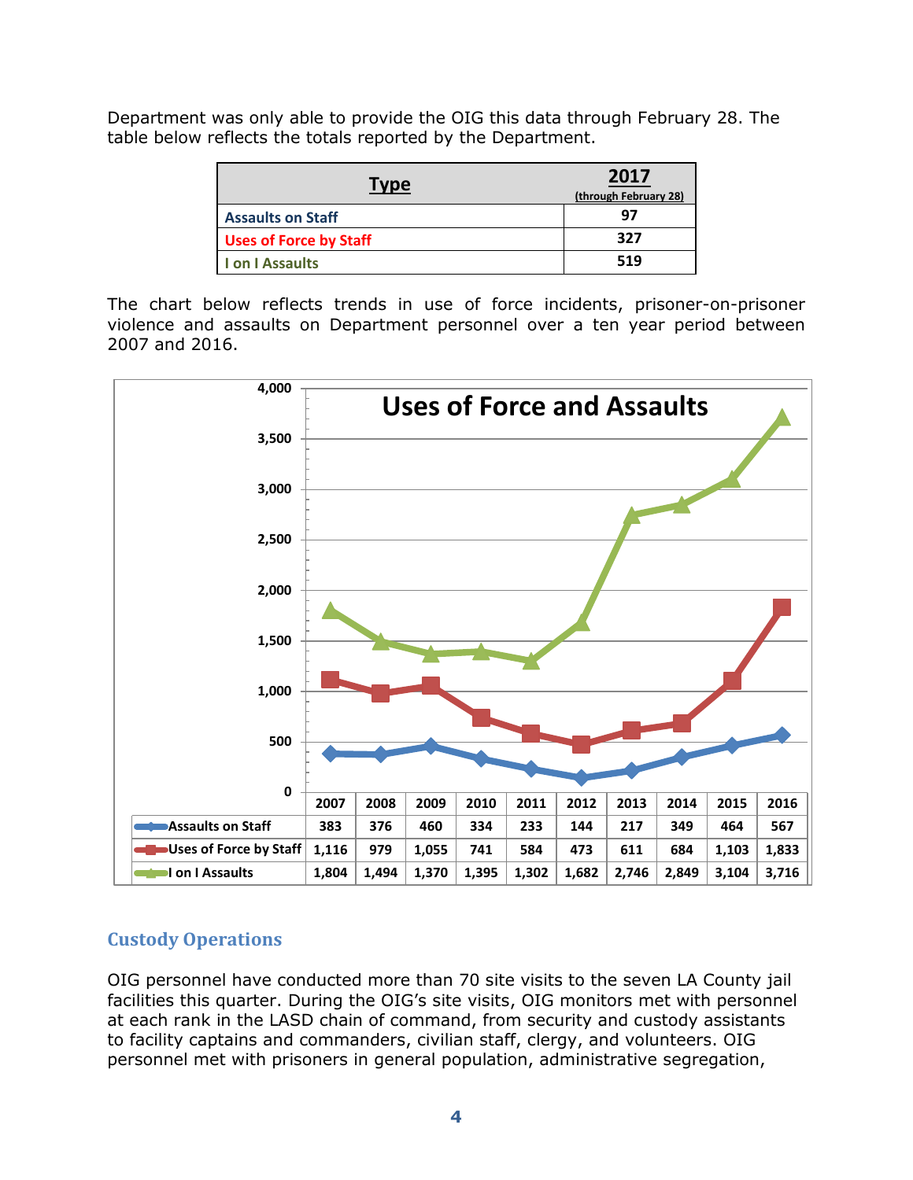Department was only able to provide the OIG this data through February 28. The table below reflects the totals reported by the Department.

| Type | 2017 (through February 28) |
|---|---|
| Assaults on Staff | 97 |
| Uses of Force by Staff | 327 |
| I on I Assaults | 519 |

The chart below reflects trends in use of force incidents, prisoner-on-prisoner violence and assaults on Department personnel over a ten year period between 2007 and 2016.

**Uses of Force and Assaults**

| | 2007 | 2008 | 2009 | 2010 | 2011 | 2012 | 2013 | 2014 | 2015 | 2016 |
|---|---|---|---|---|---|---|---|---|---|---|
| Assaults on Staff | 383 | 376 | 460 | 334 | 233 | 144 | 217 | 349 | 464 | 567 |
| Uses of Force by Staff | 1,116 | 979 | 1,055 | 741 | 584 | 473 | 611 | 684 | 1,103 | 1,833 |
| I on I Assaults | 1,804 | 1,494 | 1,370 | 1,395 | 1,302 | 1,682 | 2,746 | 2,849 | 3,104 | 3,716 |

## Custody Operations

OIG personnel have conducted more than 70 site visits to the seven LA County jail facilities this quarter. During the OIG's site visits, OIG monitors met with personnel at each rank in the LASD chain of command, from security and custody assistants to facility captains and commanders, civilian staff, clergy, and volunteers. OIG personnel met with prisoners in general population, administrative segregation,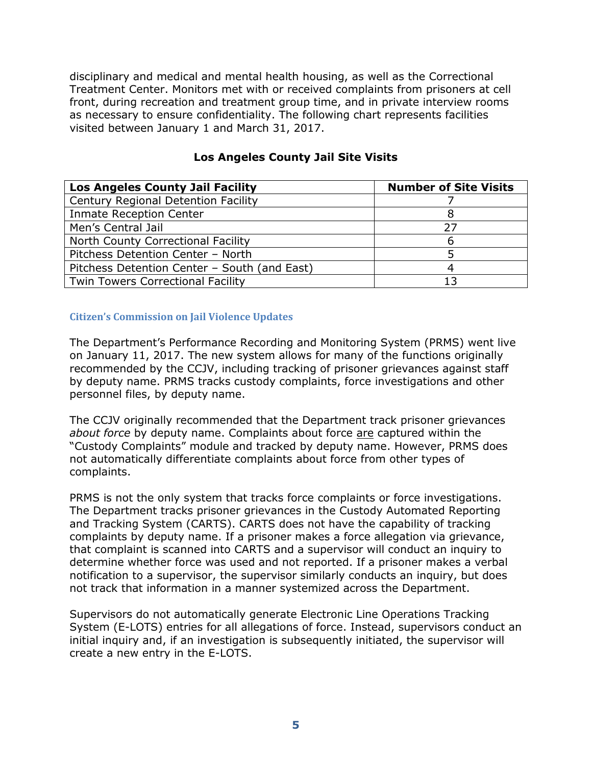disciplinary and medical and mental health housing, as well as the Correctional Treatment Center. Monitors met with or received complaints from prisoners at cell front, during recreation and treatment group time, and in private interview rooms as necessary to ensure confidentiality. The following chart represents facilities visited between January 1 and March 31, 2017.

**Los Angeles County Jail Site Visits**

| Los Angeles County Jail Facility | Number of Site Visits |
|---|---|
| Century Regional Detention Facility | 7 |
| Inmate Reception Center | 8 |
| Men's Central Jail | 27 |
| North County Correctional Facility | 6 |
| Pitchess Detention Center – North | 5 |
| Pitchess Detention Center – South (and East) | 4 |
| Twin Towers Correctional Facility | 13 |

### Citizen's Commission on Jail Violence Updates

The Department's Performance Recording and Monitoring System (PRMS) went live on January 11, 2017. The new system allows for many of the functions originally recommended by the CCJV, including tracking of prisoner grievances against staff by deputy name. PRMS tracks custody complaints, force investigations and other personnel files, by deputy name.

The CCJV originally recommended that the Department track prisoner grievances *about force* by deputy name. Complaints about force are captured within the "Custody Complaints" module and tracked by deputy name. However, PRMS does not automatically differentiate complaints about force from other types of complaints.

PRMS is not the only system that tracks force complaints or force investigations. The Department tracks prisoner grievances in the Custody Automated Reporting and Tracking System (CARTS). CARTS does not have the capability of tracking complaints by deputy name. If a prisoner makes a force allegation via grievance, that complaint is scanned into CARTS and a supervisor will conduct an inquiry to determine whether force was used and not reported. If a prisoner makes a verbal notification to a supervisor, the supervisor similarly conducts an inquiry, but does not track that information in a manner systemized across the Department.

Supervisors do not automatically generate Electronic Line Operations Tracking System (E-LOTS) entries for all allegations of force. Instead, supervisors conduct an initial inquiry and, if an investigation is subsequently initiated, the supervisor will create a new entry in the E-LOTS.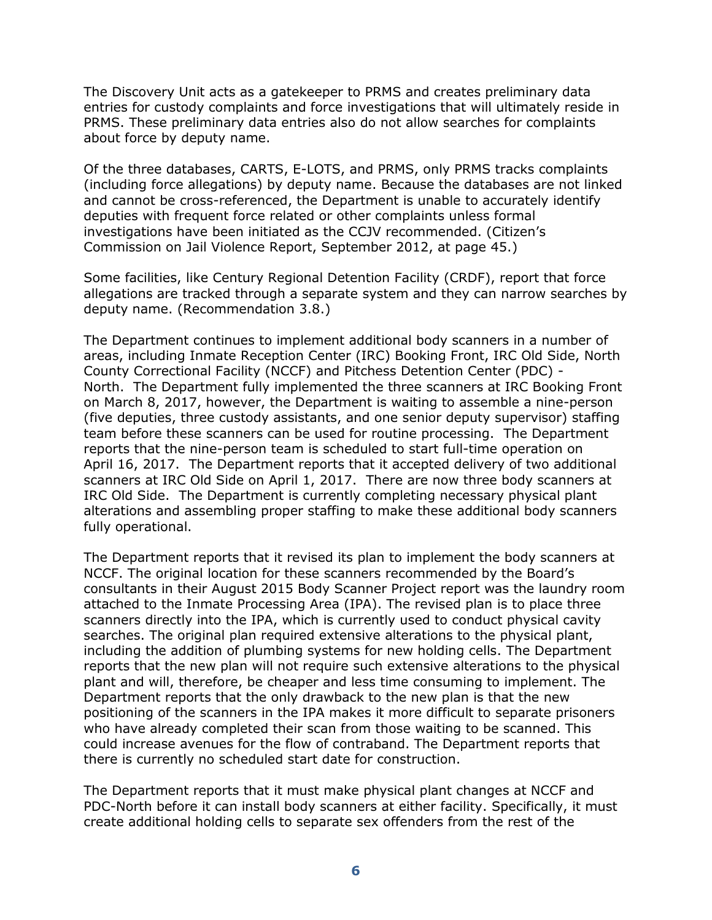The Discovery Unit acts as a gatekeeper to PRMS and creates preliminary data entries for custody complaints and force investigations that will ultimately reside in PRMS. These preliminary data entries also do not allow searches for complaints about force by deputy name.

Of the three databases, CARTS, E-LOTS, and PRMS, only PRMS tracks complaints (including force allegations) by deputy name. Because the databases are not linked and cannot be cross-referenced, the Department is unable to accurately identify deputies with frequent force related or other complaints unless formal investigations have been initiated as the CCJV recommended. (Citizen's Commission on Jail Violence Report, September 2012, at page 45.)

Some facilities, like Century Regional Detention Facility (CRDF), report that force allegations are tracked through a separate system and they can narrow searches by deputy name. (Recommendation 3.8.)

The Department continues to implement additional body scanners in a number of areas, including Inmate Reception Center (IRC) Booking Front, IRC Old Side, North County Correctional Facility (NCCF) and Pitchess Detention Center (PDC) - North. The Department fully implemented the three scanners at IRC Booking Front on March 8, 2017, however, the Department is waiting to assemble a nine-person (five deputies, three custody assistants, and one senior deputy supervisor) staffing team before these scanners can be used for routine processing. The Department reports that the nine-person team is scheduled to start full-time operation on April 16, 2017. The Department reports that it accepted delivery of two additional scanners at IRC Old Side on April 1, 2017. There are now three body scanners at IRC Old Side. The Department is currently completing necessary physical plant alterations and assembling proper staffing to make these additional body scanners fully operational.

The Department reports that it revised its plan to implement the body scanners at NCCF. The original location for these scanners recommended by the Board's consultants in their August 2015 Body Scanner Project report was the laundry room attached to the Inmate Processing Area (IPA). The revised plan is to place three scanners directly into the IPA, which is currently used to conduct physical cavity searches. The original plan required extensive alterations to the physical plant, including the addition of plumbing systems for new holding cells. The Department reports that the new plan will not require such extensive alterations to the physical plant and will, therefore, be cheaper and less time consuming to implement. The Department reports that the only drawback to the new plan is that the new positioning of the scanners in the IPA makes it more difficult to separate prisoners who have already completed their scan from those waiting to be scanned. This could increase avenues for the flow of contraband. The Department reports that there is currently no scheduled start date for construction.

The Department reports that it must make physical plant changes at NCCF and PDC-North before it can install body scanners at either facility. Specifically, it must create additional holding cells to separate sex offenders from the rest of the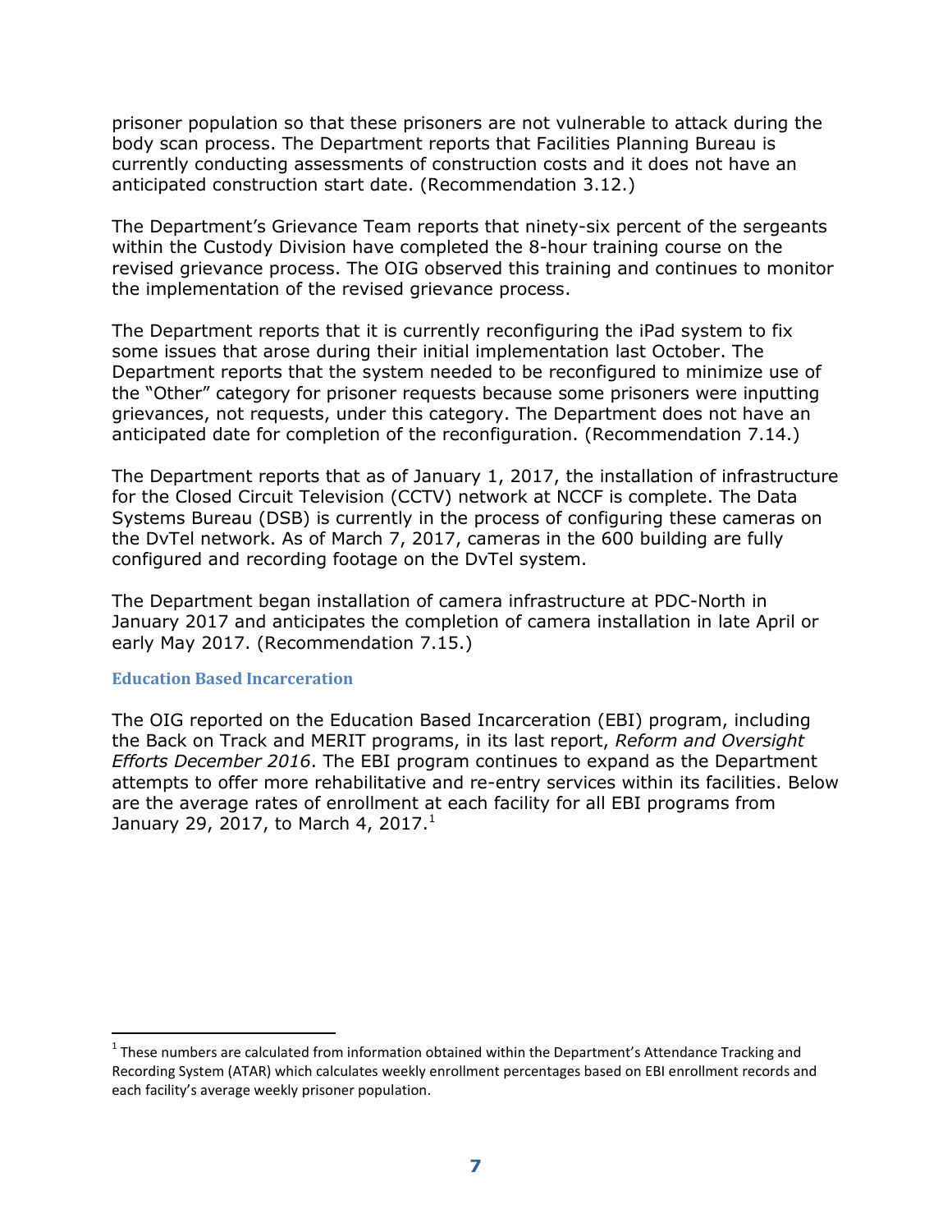prisoner population so that these prisoners are not vulnerable to attack during the body scan process. The Department reports that Facilities Planning Bureau is currently conducting assessments of construction costs and it does not have an anticipated construction start date. (Recommendation 3.12.)

The Department's Grievance Team reports that ninety-six percent of the sergeants within the Custody Division have completed the 8-hour training course on the revised grievance process. The OIG observed this training and continues to monitor the implementation of the revised grievance process.

The Department reports that it is currently reconfiguring the iPad system to fix some issues that arose during their initial implementation last October. The Department reports that the system needed to be reconfigured to minimize use of the "Other" category for prisoner requests because some prisoners were inputting grievances, not requests, under this category. The Department does not have an anticipated date for completion of the reconfiguration. (Recommendation 7.14.)

The Department reports that as of January 1, 2017, the installation of infrastructure for the Closed Circuit Television (CCTV) network at NCCF is complete. The Data Systems Bureau (DSB) is currently in the process of configuring these cameras on the DvTel network. As of March 7, 2017, cameras in the 600 building are fully configured and recording footage on the DvTel system.

The Department began installation of camera infrastructure at PDC-North in January 2017 and anticipates the completion of camera installation in late April or early May 2017. (Recommendation 7.15.)

### Education Based Incarceration

The OIG reported on the Education Based Incarceration (EBI) program, including the Back on Track and MERIT programs, in its last report, *Reform and Oversight Efforts December 2016*. The EBI program continues to expand as the Department attempts to offer more rehabilitative and re-entry services within its facilities. Below are the average rates of enrollment at each facility for all EBI programs from January 29, 2017, to March 4, 2017.[1]

---

[1] These numbers are calculated from information obtained within the Department's Attendance Tracking and Recording System (ATAR) which calculates weekly enrollment percentages based on EBI enrollment records and each facility's average weekly prisoner population.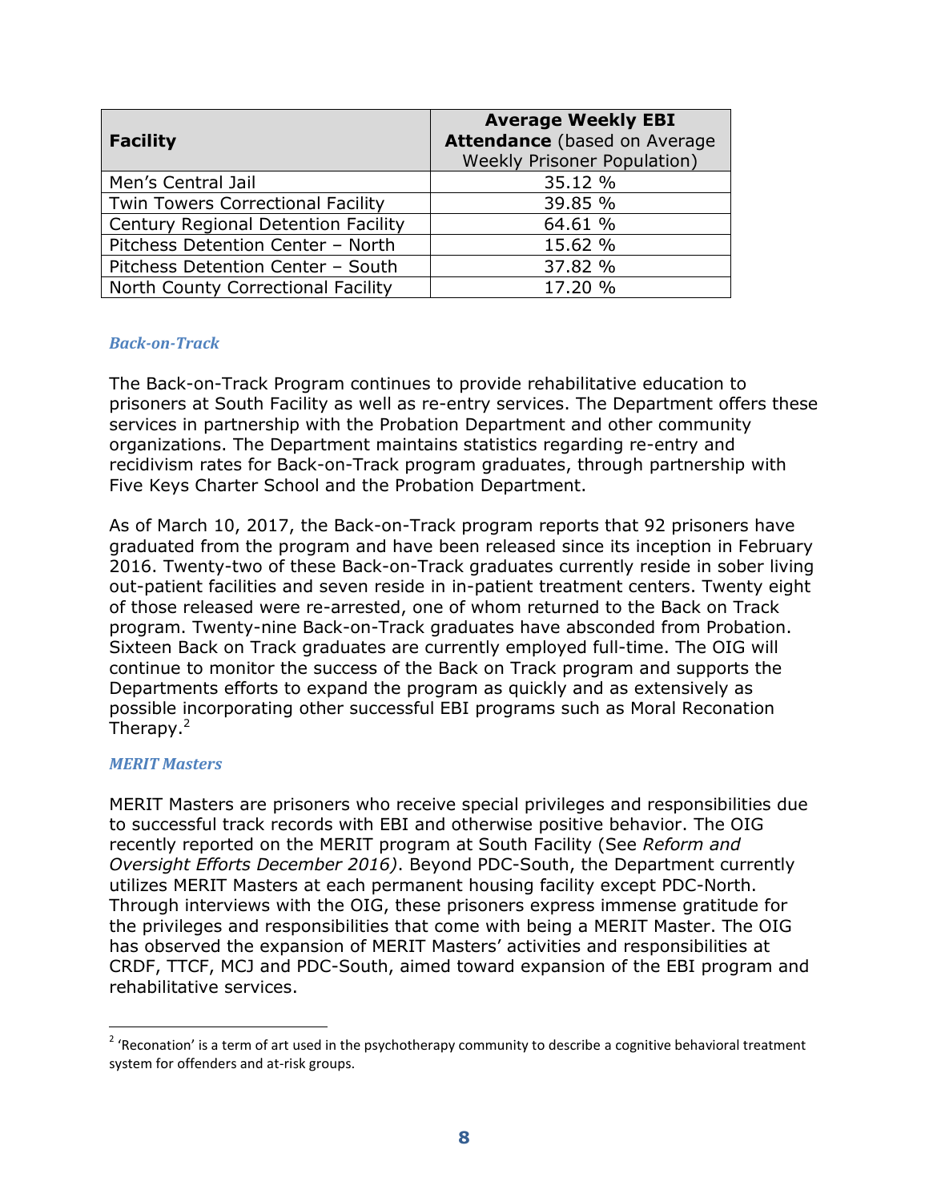| **Facility** | **Average Weekly EBI Attendance** (based on Average Weekly Prisoner Population) |
|---|---|
| Men's Central Jail | 35.12 % |
| Twin Towers Correctional Facility | 39.85 % |
| Century Regional Detention Facility | 64.61 % |
| Pitchess Detention Center – North | 15.62 % |
| Pitchess Detention Center – South | 37.82 % |
| North County Correctional Facility | 17.20 % |

### *Back-on-Track*

The Back-on-Track Program continues to provide rehabilitative education to prisoners at South Facility as well as re-entry services. The Department offers these services in partnership with the Probation Department and other community organizations. The Department maintains statistics regarding re-entry and recidivism rates for Back-on-Track program graduates, through partnership with Five Keys Charter School and the Probation Department.

As of March 10, 2017, the Back-on-Track program reports that 92 prisoners have graduated from the program and have been released since its inception in February 2016. Twenty-two of these Back-on-Track graduates currently reside in sober living out-patient facilities and seven reside in in-patient treatment centers. Twenty eight of those released were re-arrested, one of whom returned to the Back on Track program. Twenty-nine Back-on-Track graduates have absconded from Probation. Sixteen Back on Track graduates are currently employed full-time. The OIG will continue to monitor the success of the Back on Track program and supports the Departments efforts to expand the program as quickly and as extensively as possible incorporating other successful EBI programs such as Moral Reconation Therapy.[2]

### *MERIT Masters*

MERIT Masters are prisoners who receive special privileges and responsibilities due to successful track records with EBI and otherwise positive behavior. The OIG recently reported on the MERIT program at South Facility (See *Reform and Oversight Efforts December 2016)*. Beyond PDC-South, the Department currently utilizes MERIT Masters at each permanent housing facility except PDC-North. Through interviews with the OIG, these prisoners express immense gratitude for the privileges and responsibilities that come with being a MERIT Master. The OIG has observed the expansion of MERIT Masters' activities and responsibilities at CRDF, TTCF, MCJ and PDC-South, aimed toward expansion of the EBI program and rehabilitative services.

---

[2] 'Reconation' is a term of art used in the psychotherapy community to describe a cognitive behavioral treatment system for offenders and at-risk groups.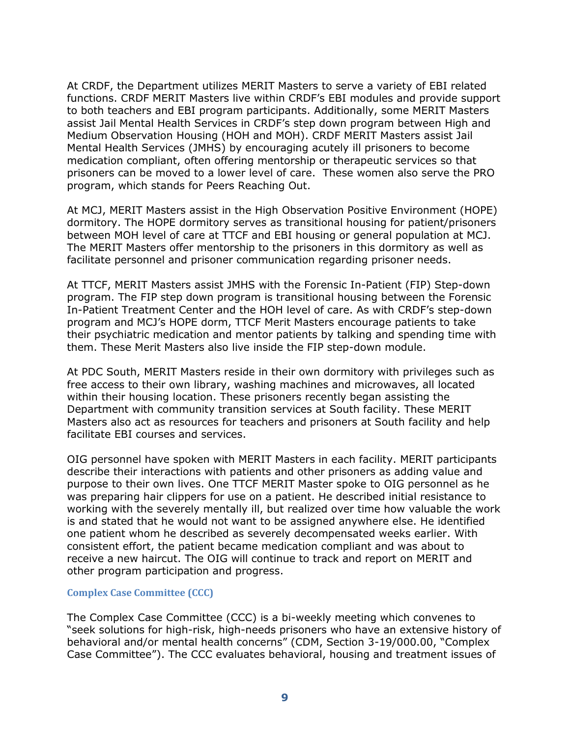At CRDF, the Department utilizes MERIT Masters to serve a variety of EBI related functions. CRDF MERIT Masters live within CRDF's EBI modules and provide support to both teachers and EBI program participants. Additionally, some MERIT Masters assist Jail Mental Health Services in CRDF's step down program between High and Medium Observation Housing (HOH and MOH). CRDF MERIT Masters assist Jail Mental Health Services (JMHS) by encouraging acutely ill prisoners to become medication compliant, often offering mentorship or therapeutic services so that prisoners can be moved to a lower level of care. These women also serve the PRO program, which stands for Peers Reaching Out.

At MCJ, MERIT Masters assist in the High Observation Positive Environment (HOPE) dormitory. The HOPE dormitory serves as transitional housing for patient/prisoners between MOH level of care at TTCF and EBI housing or general population at MCJ. The MERIT Masters offer mentorship to the prisoners in this dormitory as well as facilitate personnel and prisoner communication regarding prisoner needs.

At TTCF, MERIT Masters assist JMHS with the Forensic In-Patient (FIP) Step-down program. The FIP step down program is transitional housing between the Forensic In-Patient Treatment Center and the HOH level of care. As with CRDF's step-down program and MCJ's HOPE dorm, TTCF Merit Masters encourage patients to take their psychiatric medication and mentor patients by talking and spending time with them. These Merit Masters also live inside the FIP step-down module.

At PDC South, MERIT Masters reside in their own dormitory with privileges such as free access to their own library, washing machines and microwaves, all located within their housing location. These prisoners recently began assisting the Department with community transition services at South facility. These MERIT Masters also act as resources for teachers and prisoners at South facility and help facilitate EBI courses and services.

OIG personnel have spoken with MERIT Masters in each facility. MERIT participants describe their interactions with patients and other prisoners as adding value and purpose to their own lives. One TTCF MERIT Master spoke to OIG personnel as he was preparing hair clippers for use on a patient. He described initial resistance to working with the severely mentally ill, but realized over time how valuable the work is and stated that he would not want to be assigned anywhere else. He identified one patient whom he described as severely decompensated weeks earlier. With consistent effort, the patient became medication compliant and was about to receive a new haircut. The OIG will continue to track and report on MERIT and other program participation and progress.

### Complex Case Committee (CCC)

The Complex Case Committee (CCC) is a bi-weekly meeting which convenes to "seek solutions for high-risk, high-needs prisoners who have an extensive history of behavioral and/or mental health concerns" (CDM, Section 3-19/000.00, "Complex Case Committee"). The CCC evaluates behavioral, housing and treatment issues of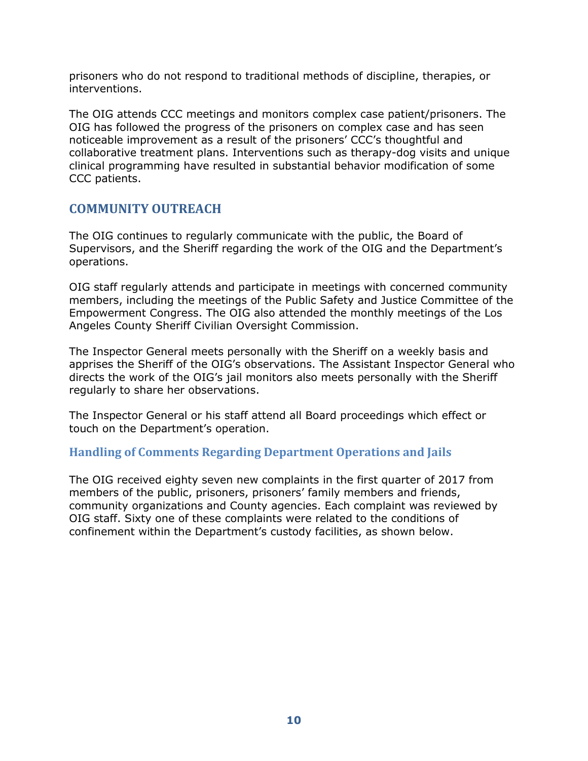prisoners who do not respond to traditional methods of discipline, therapies, or interventions.

The OIG attends CCC meetings and monitors complex case patient/prisoners. The OIG has followed the progress of the prisoners on complex case and has seen noticeable improvement as a result of the prisoners' CCC's thoughtful and collaborative treatment plans. Interventions such as therapy-dog visits and unique clinical programming have resulted in substantial behavior modification of some CCC patients.

## COMMUNITY OUTREACH

The OIG continues to regularly communicate with the public, the Board of Supervisors, and the Sheriff regarding the work of the OIG and the Department's operations.

OIG staff regularly attends and participate in meetings with concerned community members, including the meetings of the Public Safety and Justice Committee of the Empowerment Congress. The OIG also attended the monthly meetings of the Los Angeles County Sheriff Civilian Oversight Commission.

The Inspector General meets personally with the Sheriff on a weekly basis and apprises the Sheriff of the OIG's observations. The Assistant Inspector General who directs the work of the OIG's jail monitors also meets personally with the Sheriff regularly to share her observations.

The Inspector General or his staff attend all Board proceedings which effect or touch on the Department's operation.

### Handling of Comments Regarding Department Operations and Jails

The OIG received eighty seven new complaints in the first quarter of 2017 from members of the public, prisoners, prisoners' family members and friends, community organizations and County agencies. Each complaint was reviewed by OIG staff. Sixty one of these complaints were related to the conditions of confinement within the Department's custody facilities, as shown below.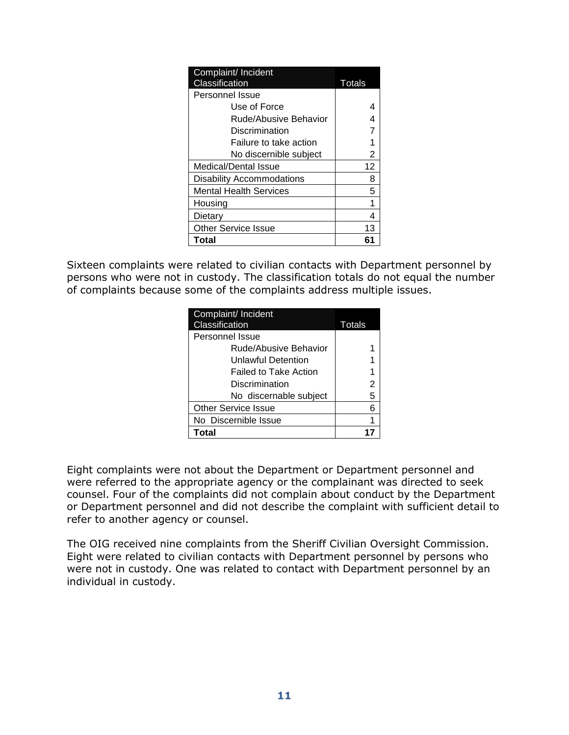| Complaint/ Incident Classification | Totals |
|---|---|
| Personnel Issue | |
| Use of Force | 4 |
| Rude/Abusive Behavior | 4 |
| Discrimination | 7 |
| Failure to take action | 1 |
| No discernible subject | 2 |
| Medical/Dental Issue | 12 |
| Disability Accommodations | 8 |
| Mental Health Services | 5 |
| Housing | 1 |
| Dietary | 4 |
| Other Service Issue | 13 |
| **Total** | **61** |

Sixteen complaints were related to civilian contacts with Department personnel by persons who were not in custody. The classification totals do not equal the number of complaints because some of the complaints address multiple issues.

| Complaint/ Incident Classification | Totals |
|---|---|
| Personnel Issue | |
| Rude/Abusive Behavior | 1 |
| Unlawful Detention | 1 |
| Failed to Take Action | 1 |
| Discrimination | 2 |
| No discernable subject | 5 |
| Other Service Issue | 6 |
| No Discernible Issue | 1 |
| **Total** | **17** |

Eight complaints were not about the Department or Department personnel and were referred to the appropriate agency or the complainant was directed to seek counsel. Four of the complaints did not complain about conduct by the Department or Department personnel and did not describe the complaint with sufficient detail to refer to another agency or counsel.

The OIG received nine complaints from the Sheriff Civilian Oversight Commission. Eight were related to civilian contacts with Department personnel by persons who were not in custody. One was related to contact with Department personnel by an individual in custody.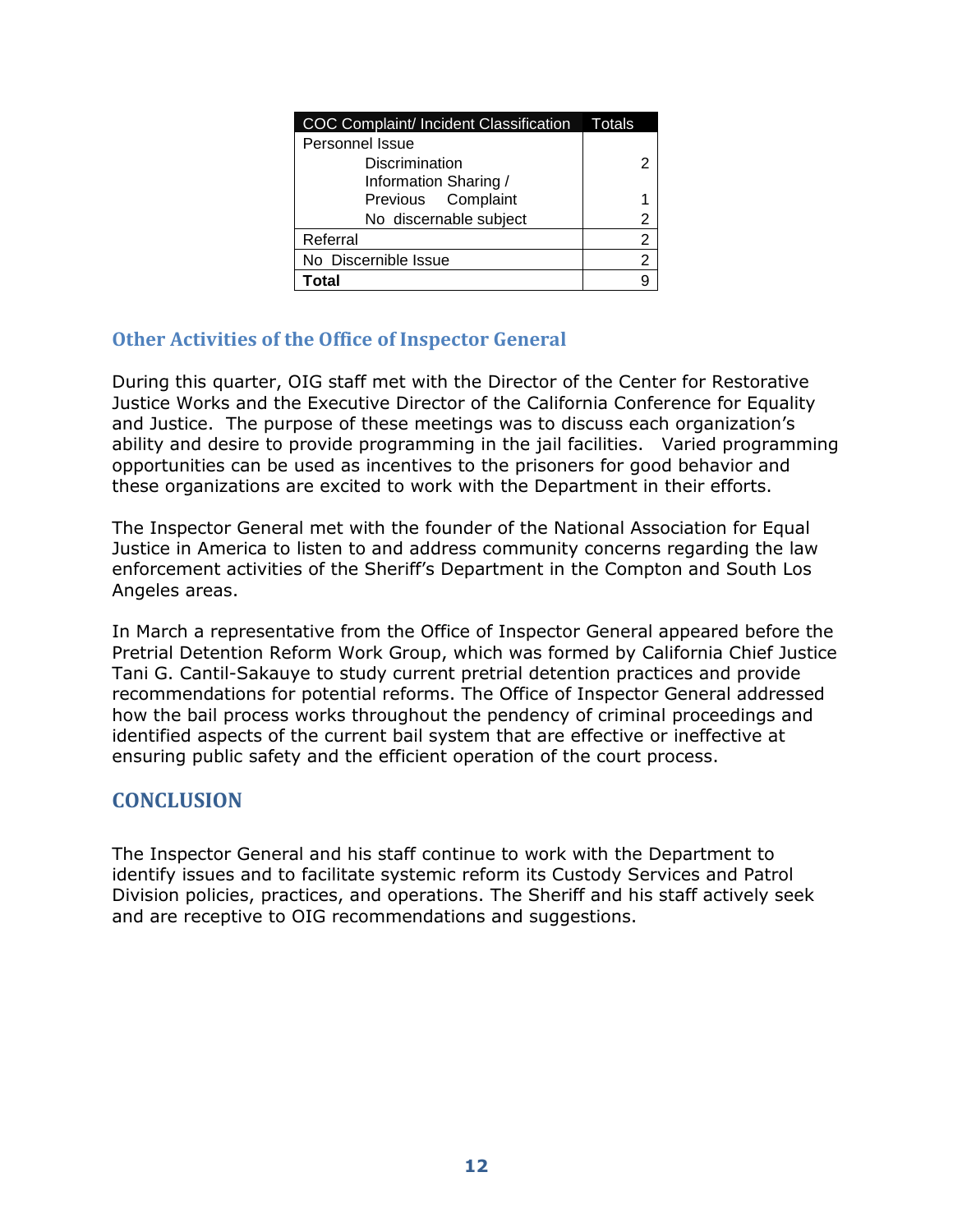| COC Complaint/ Incident Classification | Totals |
|---|---|
| Personnel Issue | |
| Discrimination | 2 |
| Information Sharing / Previous Complaint | 1 |
| No discernable subject | 2 |
| Referral | 2 |
| No Discernible Issue | 2 |
| **Total** | 9 |

## Other Activities of the Office of Inspector General

During this quarter, OIG staff met with the Director of the Center for Restorative Justice Works and the Executive Director of the California Conference for Equality and Justice. The purpose of these meetings was to discuss each organization's ability and desire to provide programming in the jail facilities. Varied programming opportunities can be used as incentives to the prisoners for good behavior and these organizations are excited to work with the Department in their efforts.

The Inspector General met with the founder of the National Association for Equal Justice in America to listen to and address community concerns regarding the law enforcement activities of the Sheriff's Department in the Compton and South Los Angeles areas.

In March a representative from the Office of Inspector General appeared before the Pretrial Detention Reform Work Group, which was formed by California Chief Justice Tani G. Cantil-Sakauye to study current pretrial detention practices and provide recommendations for potential reforms. The Office of Inspector General addressed how the bail process works throughout the pendency of criminal proceedings and identified aspects of the current bail system that are effective or ineffective at ensuring public safety and the efficient operation of the court process.

## CONCLUSION

The Inspector General and his staff continue to work with the Department to identify issues and to facilitate systemic reform its Custody Services and Patrol Division policies, practices, and operations. The Sheriff and his staff actively seek and are receptive to OIG recommendations and suggestions.